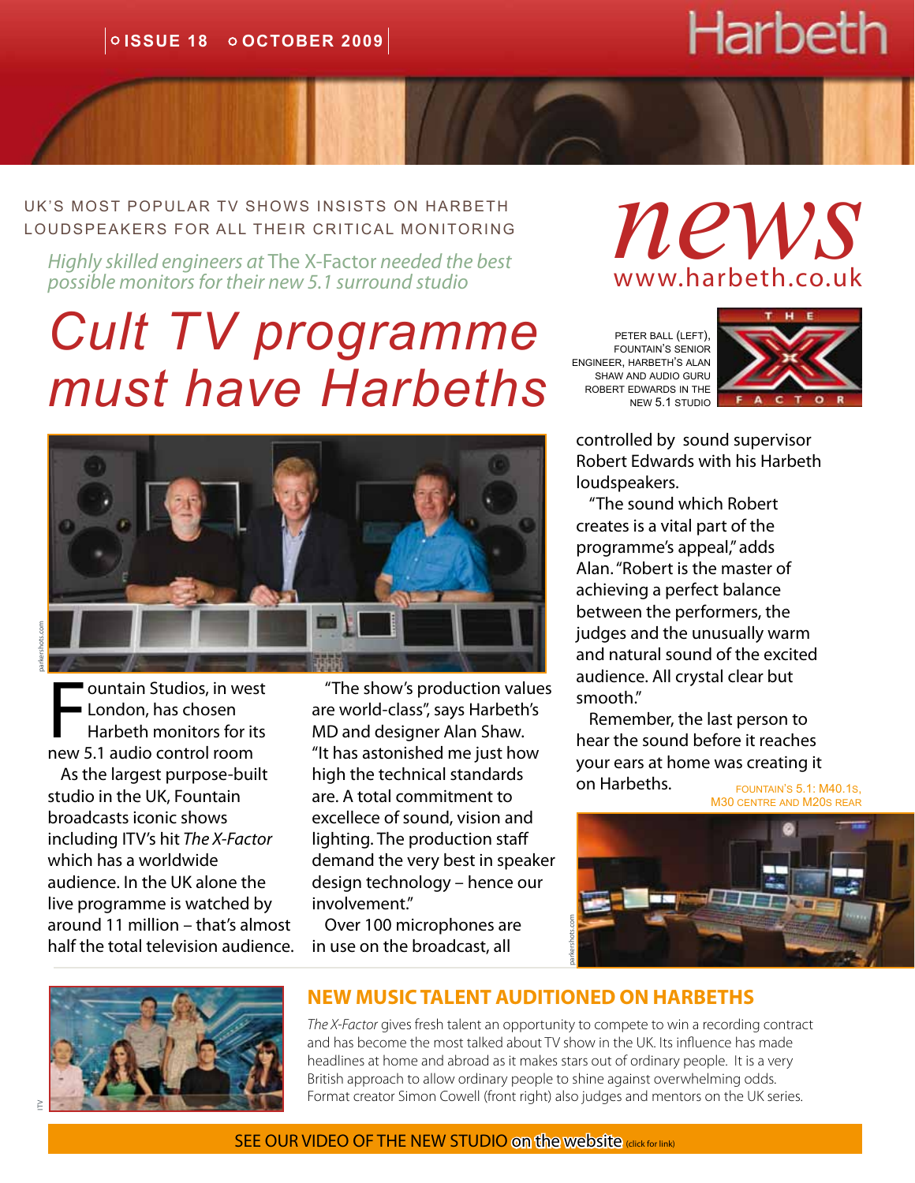Harbeth

ISSUE 18 OCTOBER 2009

# news

www.harbeth.co.uk

UK'S MOST POPULAR TV SHOWS INSISTS ON HARBETH LOUDSPEAKERS FOR ALL THEIR CRITICAL MONITORING

*Highly skilled engineers at* The X-Factor *needed the best possible monitors for their new 5.1 surround studio*

# Cult TV programme must have Harbeths

PETER BALL (LEFT), FOUNTAIN'S SENIOR ENGINEER, HARBETH'S ALAN SHAW AND AUDIO GURU ROBERT EDWARDS IN THE NEW 5.1 STUDIO

Fountain Studios, in west London, has chosen Harbeth monitors for its new 5.1 audio control room

As the largest purpose-built studio in the UK, Fountain broadcasts iconic shows including ITV's hit *The X-Factor* which has a worldwide audience. In the UK alone the live programme is watched by around 11 million – that's almost half the total television audience.

"The show's production values are world-class", says Harbeth's MD and designer Alan Shaw. "It has astonished me just how high the technical standards are. A total commitment to excellece of sound, vision and lighting. The production staff demand the very best in speaker design technology – hence our involvement."

Over 100 microphones are in use on the broadcast, all controlled by sound supervisor Robert Edwards with his Harbeth loudspeakers.

"The sound which Robert creates is a vital part of the programme's appeal," adds Alan. "Robert is the master of achieving a perfect balance between the performers, the judges and the unusually warm and natural sound of the excited audience. All crystal clear but smooth."

Remember, the last person to hear the sound before it reaches your ears at home was creating it on Harbeths.

FOUNTAIN'S 5.1: M40.1S, M30 CENTRE AND M20S REAR

## NEW MUSIC TALENT AUDITIONED ON HARBETHS

*The X-Factor* gives fresh talent an opportunity to compete to win a recording contract and has become the most talked about TV show in the UK. Its influence has made headlines at home and abroad as it makes stars out of ordinary people. It is a very British approach to allow ordinary people to shine against overwhelming odds. Format creator Simon Cowell (front right) also judges and mentors on the UK series.

SEE OUR VIDEO OF THE NEW STUDIO on the website (click for link)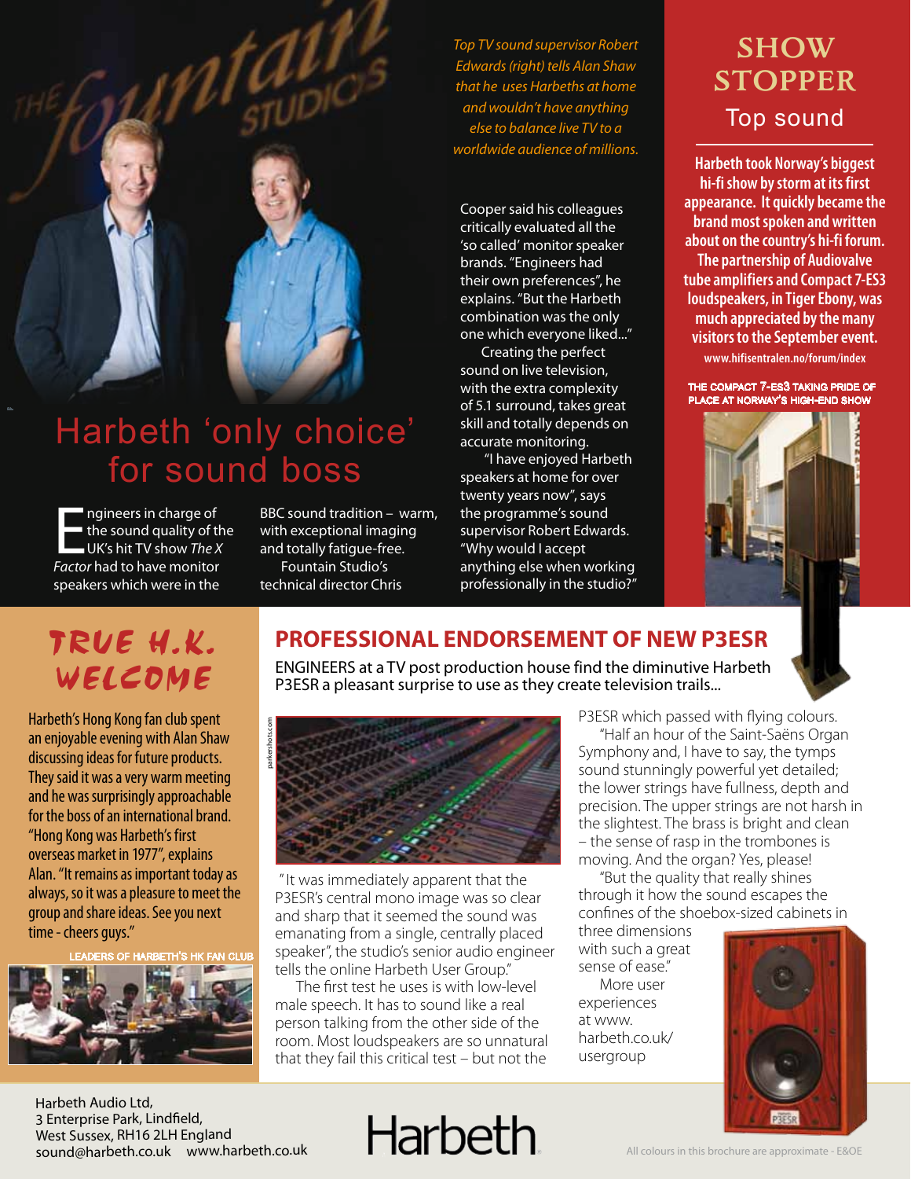# Harbeth 'only choice' for sound boss

*Top TV sound supervisor Robert Edwards (right) tells Alan Shaw that he uses Harbeths at home and wouldn't have anything else to balance live TV to a worldwide audience of millions.*

Engineers in charge of the sound quality of the UK's hit TV show *The X Factor* had to have monitor speakers which were in the BBC sound tradition – warm, with exceptional imaging and totally fatigue-free.

Fountain Studio's technical director Chris Cooper said his colleagues critically evaluated all the 'so called' monitor speaker brands. "Engineers had their own preferences", he explains. "But the Harbeth combination was the only one which everyone liked..."

Creating the perfect sound on live television, with the extra complexity of 5.1 surround, takes great skill and totally depends on accurate monitoring.

"I have enjoyed Harbeth speakers at home for over twenty years now", says the programme's sound supervisor Robert Edwards. "Why would I accept anything else when working professionally in the studio?"

# SHOW STOPPER

## Top sound

**Harbeth took Norway's biggest hi-fi show by storm at its first appearance. It quickly became the brand most spoken and written about on the country's hi-fi forum. The partnership of Audiovalve tube amplifiers and Compact 7-ES3 loudspeakers, in Tiger Ebony, was much appreciated by the many visitors to the September event.**

**www.hifisentralen.no/forum/index**

THE COMPACT 7-ES3 TAKING PRIDE OF PLACE AT NORWAY'S HIGH-END SHOW

# TRUE H.K. WELCOME

Harbeth's Hong Kong fan club spent an enjoyable evening with Alan Shaw discussing ideas for future products. They said it was a very warm meeting and he was surprisingly approachable for the boss of an international brand. "Hong Kong was Harbeth's first overseas market in 1977", explains Alan. "It remains as important today as always, so it was a pleasure to meet the group and share ideas. See you next time - cheers guys."

LEADERS OF HARBETH'S HK FAN CLUB

# PROFESSIONAL ENDORSEMENT OF NEW P3ESR

ENGINEERS at a TV post production house find the diminutive Harbeth P3ESR a pleasant surprise to use as they create television trails...

parkershots.com

"It was immediately apparent that the P3ESR's central mono image was so clear and sharp that it seemed the sound was emanating from a single, centrally placed speaker", the studio's senior audio engineer tells the online Harbeth User Group."

The first test he uses is with low-level male speech. It has to sound like a real person talking from the other side of the room. Most loudspeakers are so unnatural that they fail this critical test – but not the P3ESR which passed with flying colours.

"Half an hour of the Saint-Saëns Organ Symphony and, I have to say, the tymps sound stunningly powerful yet detailed; the lower strings have fullness, depth and precision. The upper strings are not harsh in the slightest. The brass is bright and clean – the sense of rasp in the trombones is moving. And the organ? Yes, please!

"But the quality that really shines through it how the sound escapes the confines of the shoebox-sized cabinets in three dimensions with such a great sense of ease."

More user experiences at www.harbeth.co.uk/usergroup

Harbeth Audio Ltd,
3 Enterprise Park, Lindfield,
West Sussex, RH16 2LH England
sound@harbeth.co.uk www.harbeth.co.uk

Harbeth

All colours in this brochure are approximate - E&OE